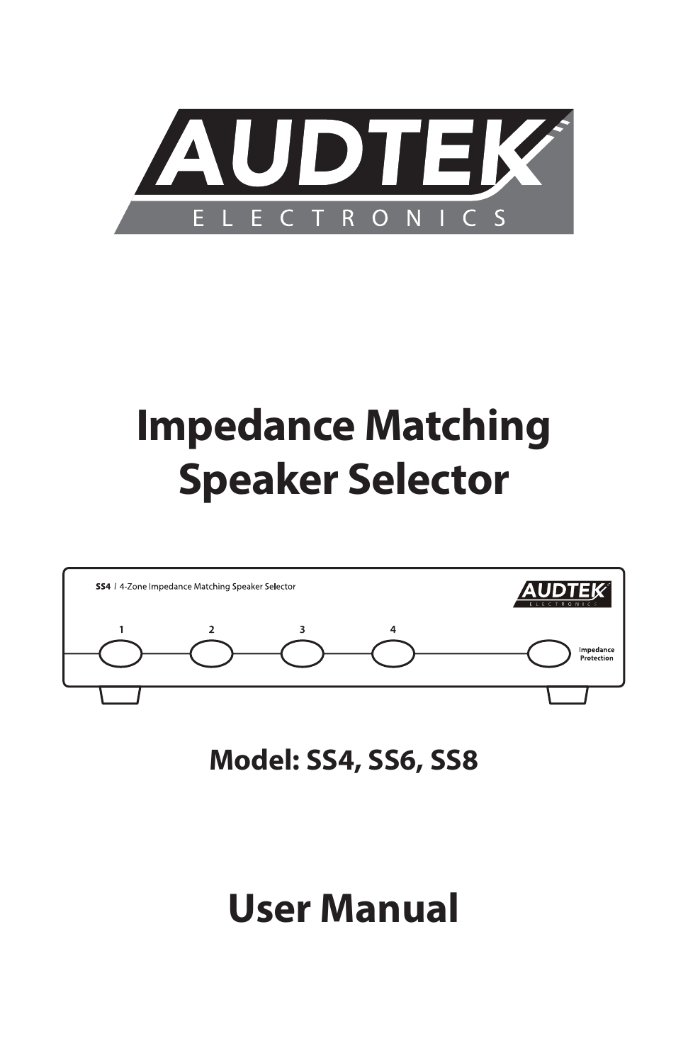AUDTEK

ELECTRONICS

# Impedance Matching Speaker Selector

## Model: SS4, SS6, SS8

# User Manual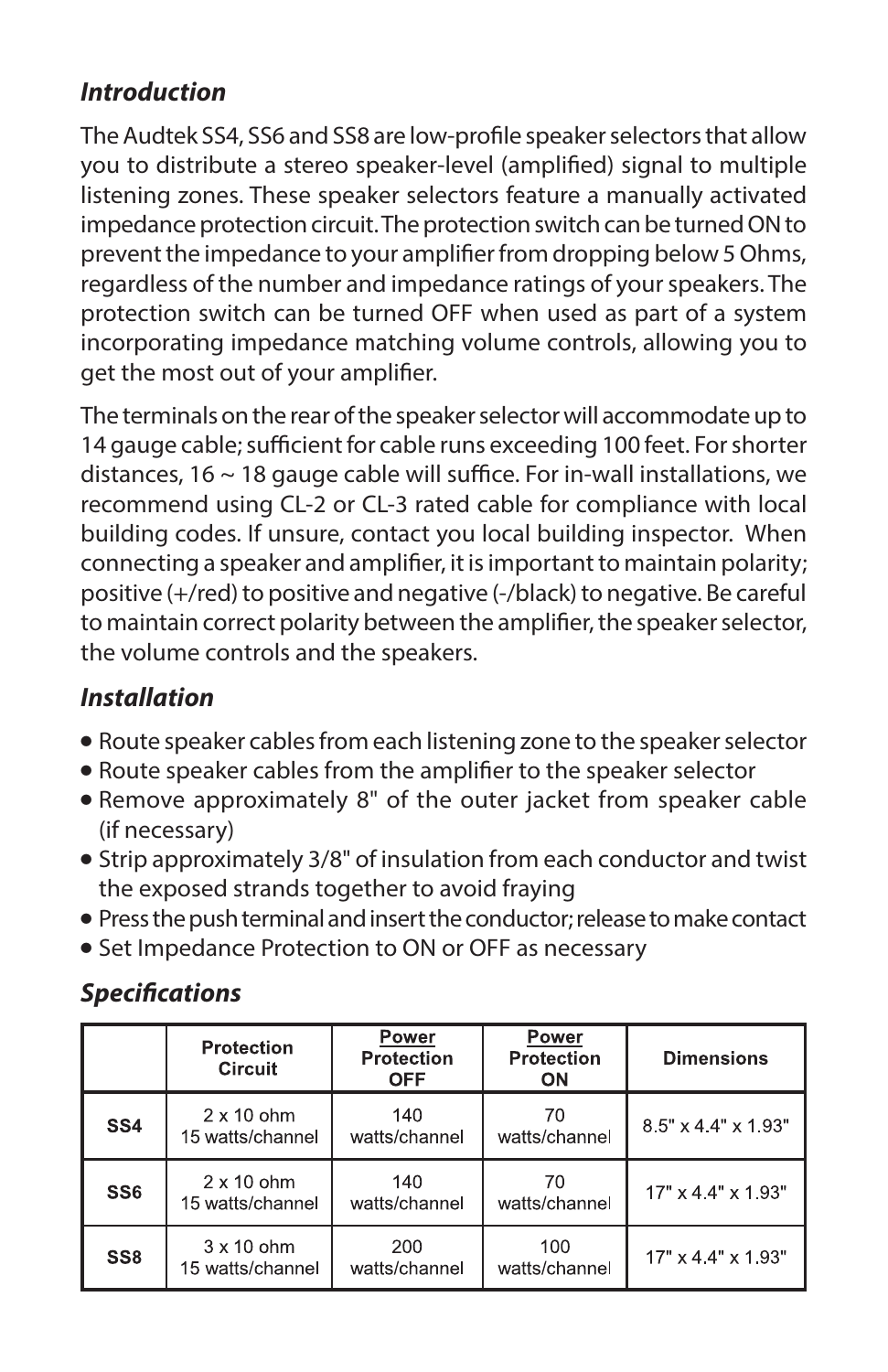## *Introduction*

The Audtek SS4, SS6 and SS8 are low-profile speaker selectors that allow you to distribute a stereo speaker-level (amplified) signal to multiple listening zones. These speaker selectors feature a manually activated impedance protection circuit. The protection switch can be turned ON to prevent the impedance to your amplifier from dropping below 5 Ohms, regardless of the number and impedance ratings of your speakers. The protection switch can be turned OFF when used as part of a system incorporating impedance matching volume controls, allowing you to get the most out of your amplifier.

The terminals on the rear of the speaker selector will accommodate up to 14 gauge cable; sufficient for cable runs exceeding 100 feet. For shorter distances, 16 ~ 18 gauge cable will suffice. For in-wall installations, we recommend using CL-2 or CL-3 rated cable for compliance with local building codes. If unsure, contact you local building inspector. When connecting a speaker and amplifier, it is important to maintain polarity; positive (+/red) to positive and negative (-/black) to negative. Be careful to maintain correct polarity between the amplifier, the speaker selector, the volume controls and the speakers.

## *Installation*

- Route speaker cables from each listening zone to the speaker selector
- Route speaker cables from the amplifier to the speaker selector
- Remove approximately 8" of the outer jacket from speaker cable (if necessary)
- Strip approximately 3/8" of insulation from each conductor and twist the exposed strands together to avoid fraying
- Press the push terminal and insert the conductor; release to make contact
- Set Impedance Protection to ON or OFF as necessary

## *Specifications*

| | Protection Circuit | Power Protection OFF | Power Protection ON | Dimensions |
|---|---|---|---|---|
| **SS4** | 2 x 10 ohm 15 watts/channel | 140 watts/channel | 70 watts/channel | 8.5" x 4.4" x 1.93" |
| **SS6** | 2 x 10 ohm 15 watts/channel | 140 watts/channel | 70 watts/channel | 17" x 4.4" x 1.93" |
| **SS8** | 3 x 10 ohm 15 watts/channel | 200 watts/channel | 100 watts/channel | 17" x 4.4" x 1.93" |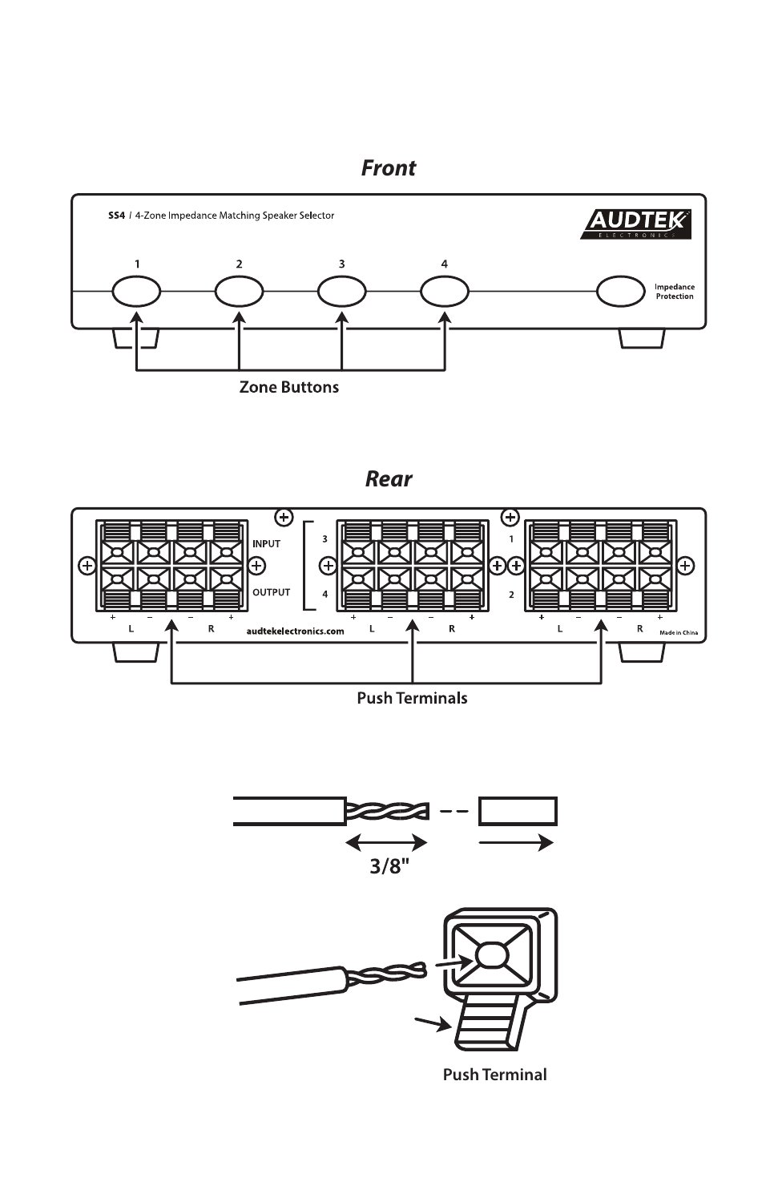## *Front*

**SS4** | 4-Zone Impedance Matching Speaker Selector

AUDTEK ELECTRONICS

1 2 3 4

Impedance Protection

**Zone Buttons**

## *Rear*

INPUT

OUTPUT

3

4

1

2

\+ – – +

L R

audtekelectronics.com

Made in China

**Push Terminals**

**3/8"**

**Push Terminal**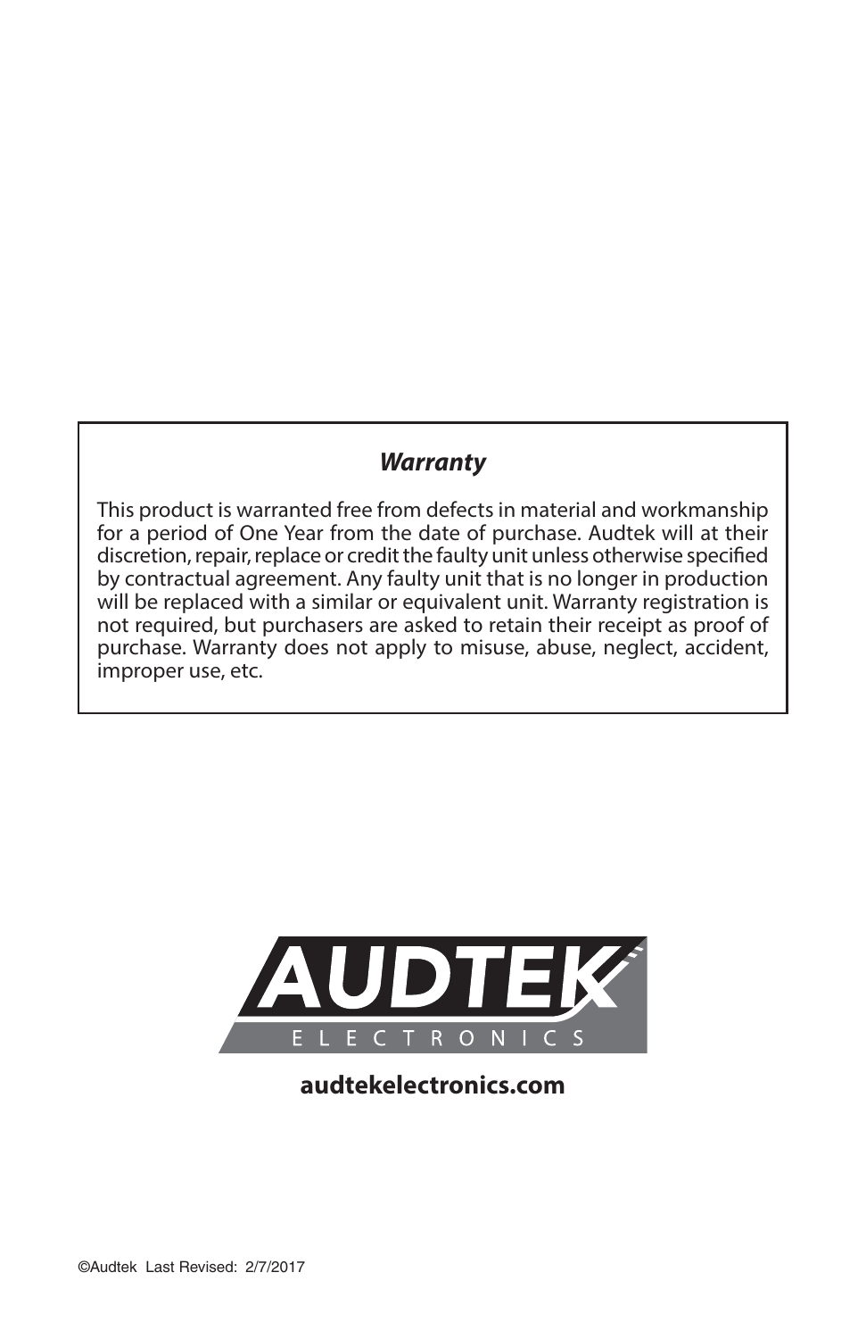## *Warranty*

This product is warranted free from defects in material and workmanship for a period of One Year from the date of purchase. Audtek will at their discretion, repair, replace or credit the faulty unit unless otherwise specified by contractual agreement. Any faulty unit that is no longer in production will be replaced with a similar or equivalent unit. Warranty registration is not required, but purchasers are asked to retain their receipt as proof of purchase. Warranty does not apply to misuse, abuse, neglect, accident, improper use, etc.

AUDTEK ELECTRONICS

**audtekelectronics.com**

©Audtek Last Revised: 2/7/2017